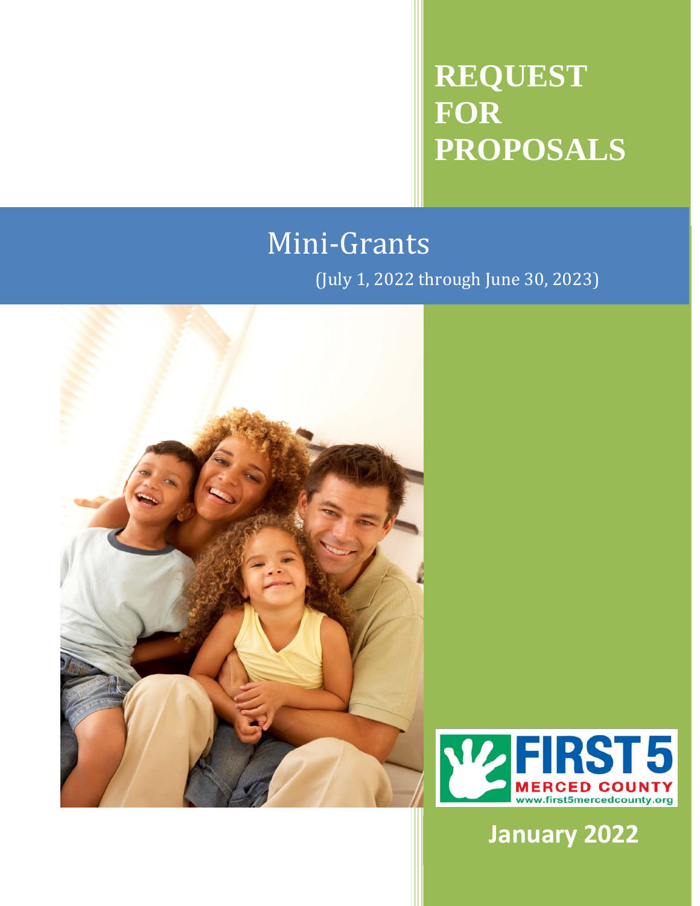# REQUEST FOR PROPOSALS

## Mini-Grants

(July 1, 2022 through June 30, 2023)

FIRST 5 MERCED COUNTY

www.first5mercedcounty.org

**January 2022**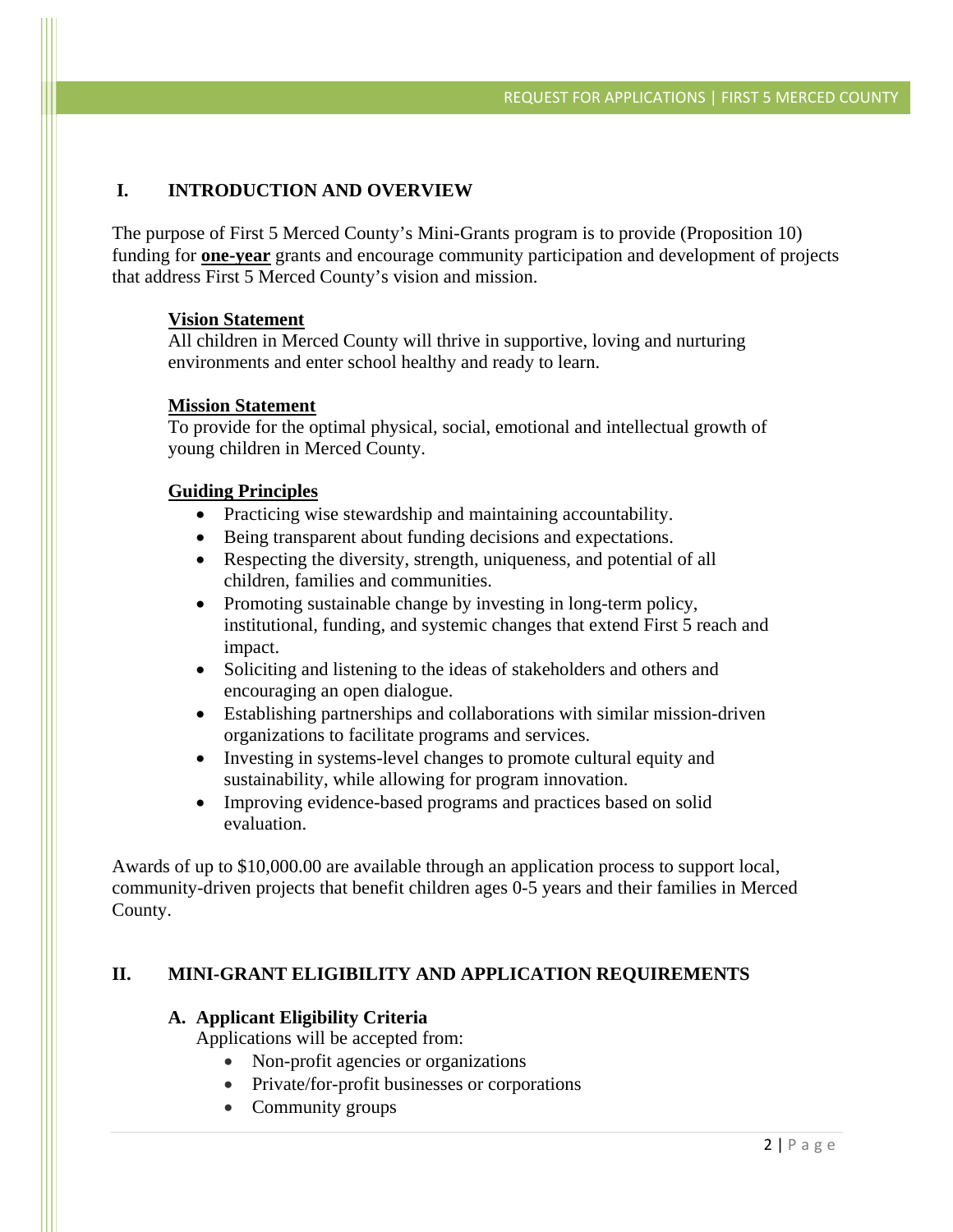## I. INTRODUCTION AND OVERVIEW

The purpose of First 5 Merced County's Mini-Grants program is to provide (Proposition 10) funding for **one-year** grants and encourage community participation and development of projects that address First 5 Merced County's vision and mission.

**Vision Statement**
All children in Merced County will thrive in supportive, loving and nurturing environments and enter school healthy and ready to learn.

**Mission Statement**
To provide for the optimal physical, social, emotional and intellectual growth of young children in Merced County.

**Guiding Principles**

- Practicing wise stewardship and maintaining accountability.
- Being transparent about funding decisions and expectations.
- Respecting the diversity, strength, uniqueness, and potential of all children, families and communities.
- Promoting sustainable change by investing in long-term policy, institutional, funding, and systemic changes that extend First 5 reach and impact.
- Soliciting and listening to the ideas of stakeholders and others and encouraging an open dialogue.
- Establishing partnerships and collaborations with similar mission-driven organizations to facilitate programs and services.
- Investing in systems-level changes to promote cultural equity and sustainability, while allowing for program innovation.
- Improving evidence-based programs and practices based on solid evaluation.

Awards of up to $10,000.00 are available through an application process to support local, community-driven projects that benefit children ages 0-5 years and their families in Merced County.

## II. MINI-GRANT ELIGIBILITY AND APPLICATION REQUIREMENTS

### A. Applicant Eligibility Criteria

Applications will be accepted from:

- Non-profit agencies or organizations
- Private/for-profit businesses or corporations
- Community groups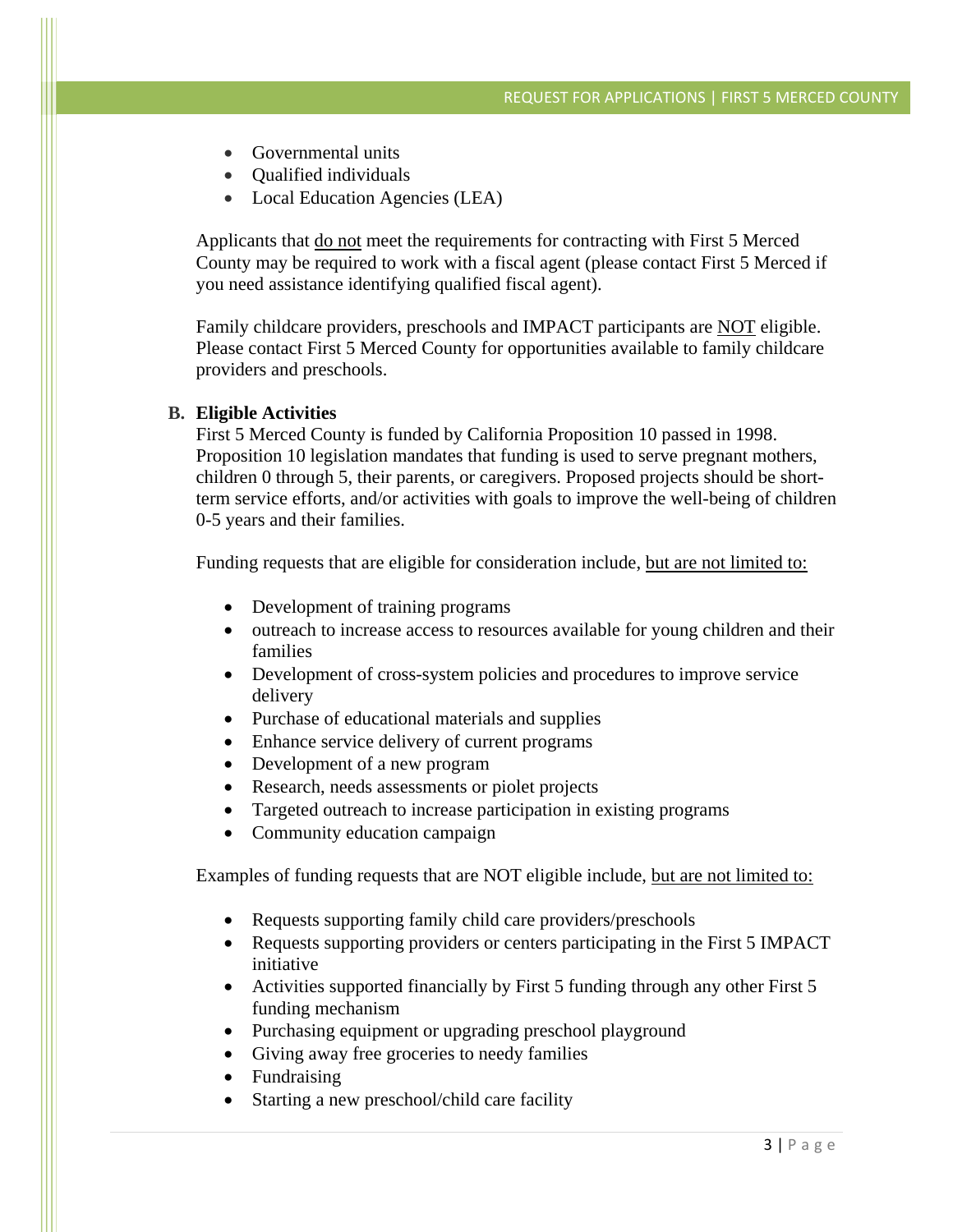- Governmental units
- Qualified individuals
- Local Education Agencies (LEA)

Applicants that do not meet the requirements for contracting with First 5 Merced County may be required to work with a fiscal agent (please contact First 5 Merced if you need assistance identifying qualified fiscal agent).

Family childcare providers, preschools and IMPACT participants are NOT eligible. Please contact First 5 Merced County for opportunities available to family childcare providers and preschools.

**B. Eligible Activities**

First 5 Merced County is funded by California Proposition 10 passed in 1998. Proposition 10 legislation mandates that funding is used to serve pregnant mothers, children 0 through 5, their parents, or caregivers. Proposed projects should be short-term service efforts, and/or activities with goals to improve the well-being of children 0-5 years and their families.

Funding requests that are eligible for consideration include, but are not limited to:

- Development of training programs
- outreach to increase access to resources available for young children and their families
- Development of cross-system policies and procedures to improve service delivery
- Purchase of educational materials and supplies
- Enhance service delivery of current programs
- Development of a new program
- Research, needs assessments or piolet projects
- Targeted outreach to increase participation in existing programs
- Community education campaign

Examples of funding requests that are NOT eligible include, but are not limited to:

- Requests supporting family child care providers/preschools
- Requests supporting providers or centers participating in the First 5 IMPACT initiative
- Activities supported financially by First 5 funding through any other First 5 funding mechanism
- Purchasing equipment or upgrading preschool playground
- Giving away free groceries to needy families
- Fundraising
- Starting a new preschool/child care facility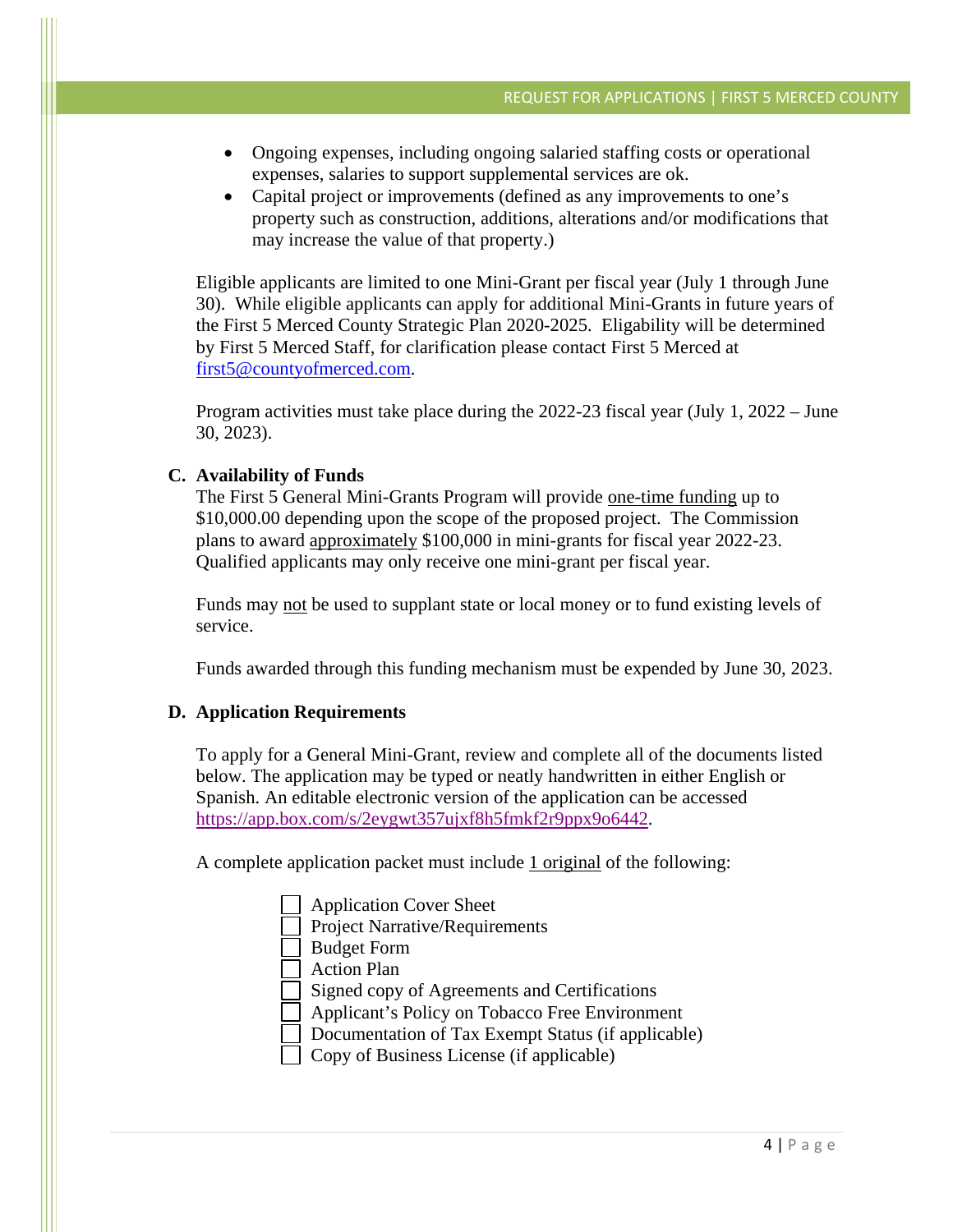- Ongoing expenses, including ongoing salaried staffing costs or operational expenses, salaries to support supplemental services are ok.
- Capital project or improvements (defined as any improvements to one's property such as construction, additions, alterations and/or modifications that may increase the value of that property.)

Eligible applicants are limited to one Mini-Grant per fiscal year (July 1 through June 30). While eligible applicants can apply for additional Mini-Grants in future years of the First 5 Merced County Strategic Plan 2020-2025. Eligability will be determined by First 5 Merced Staff, for clarification please contact First 5 Merced at first5@countyofmerced.com.

Program activities must take place during the 2022-23 fiscal year (July 1, 2022 – June 30, 2023).

**C. Availability of Funds**

The First 5 General Mini-Grants Program will provide one-time funding up to $10,000.00 depending upon the scope of the proposed project. The Commission plans to award approximately $100,000 in mini-grants for fiscal year 2022-23. Qualified applicants may only receive one mini-grant per fiscal year.

Funds may not be used to supplant state or local money or to fund existing levels of service.

Funds awarded through this funding mechanism must be expended by June 30, 2023.

**D. Application Requirements**

To apply for a General Mini-Grant, review and complete all of the documents listed below. The application may be typed or neatly handwritten in either English or Spanish. An editable electronic version of the application can be accessed https://app.box.com/s/2eygwt357ujxf8h5fmkf2r9ppx9o6442.

A complete application packet must include 1 original of the following:

- ☐ Application Cover Sheet
- ☐ Project Narrative/Requirements
- ☐ Budget Form
- ☐ Action Plan
- ☐ Signed copy of Agreements and Certifications
- ☐ Applicant's Policy on Tobacco Free Environment
- ☐ Documentation of Tax Exempt Status (if applicable)
- ☐ Copy of Business License (if applicable)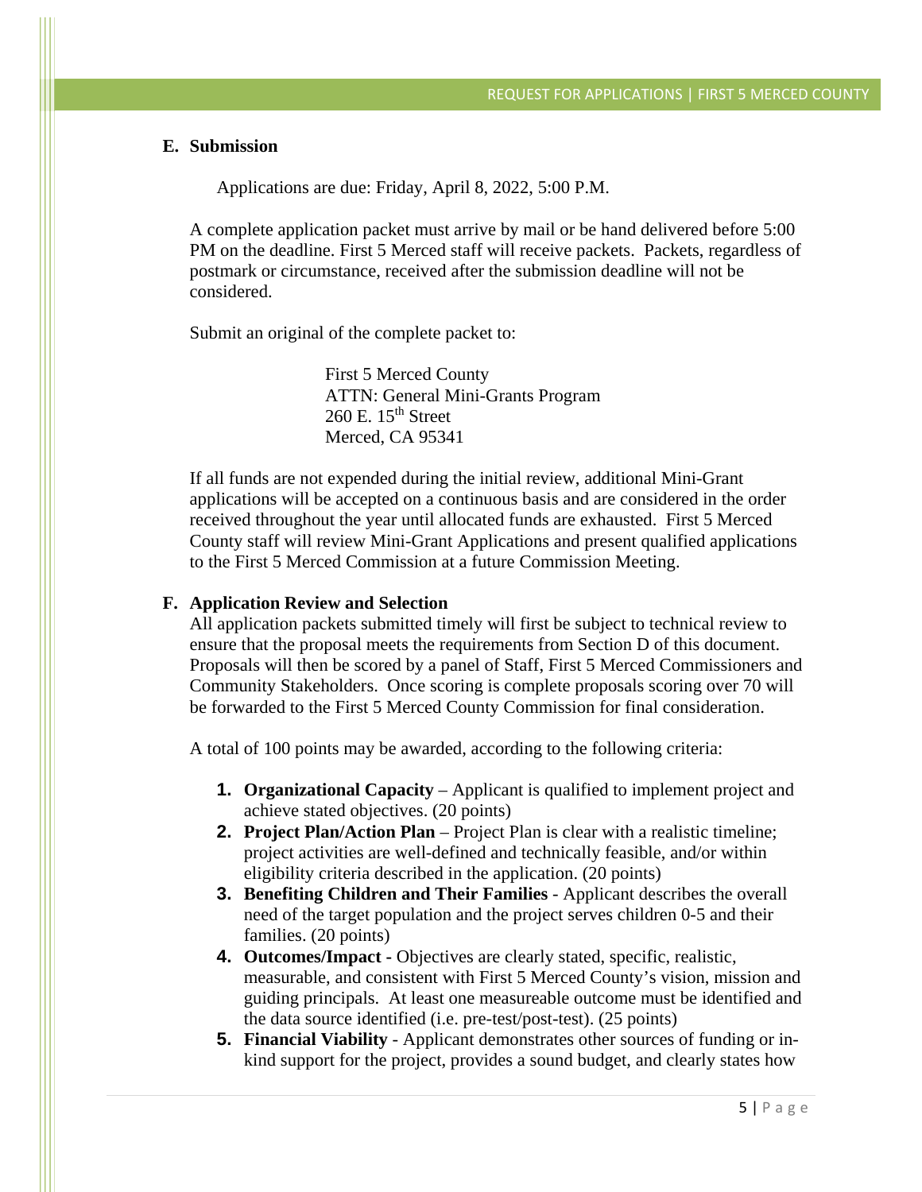### E. Submission

Applications are due: Friday, April 8, 2022, 5:00 P.M.

A complete application packet must arrive by mail or be hand delivered before 5:00 PM on the deadline. First 5 Merced staff will receive packets. Packets, regardless of postmark or circumstance, received after the submission deadline will not be considered.

Submit an original of the complete packet to:

First 5 Merced County  
ATTN: General Mini-Grants Program  
260 E. 15th Street  
Merced, CA 95341

If all funds are not expended during the initial review, additional Mini-Grant applications will be accepted on a continuous basis and are considered in the order received throughout the year until allocated funds are exhausted. First 5 Merced County staff will review Mini-Grant Applications and present qualified applications to the First 5 Merced Commission at a future Commission Meeting.

### F. Application Review and Selection

All application packets submitted timely will first be subject to technical review to ensure that the proposal meets the requirements from Section D of this document. Proposals will then be scored by a panel of Staff, First 5 Merced Commissioners and Community Stakeholders. Once scoring is complete proposals scoring over 70 will be forwarded to the First 5 Merced County Commission for final consideration.

A total of 100 points may be awarded, according to the following criteria:

1. **Organizational Capacity** – Applicant is qualified to implement project and achieve stated objectives. (20 points)
2. **Project Plan/Action Plan** – Project Plan is clear with a realistic timeline; project activities are well-defined and technically feasible, and/or within eligibility criteria described in the application. (20 points)
3. **Benefiting Children and Their Families** - Applicant describes the overall need of the target population and the project serves children 0-5 and their families. (20 points)
4. **Outcomes/Impact -** Objectives are clearly stated, specific, realistic, measurable, and consistent with First 5 Merced County's vision, mission and guiding principals. At least one measureable outcome must be identified and the data source identified (i.e. pre-test/post-test). (25 points)
5. **Financial Viability** - Applicant demonstrates other sources of funding or in-kind support for the project, provides a sound budget, and clearly states how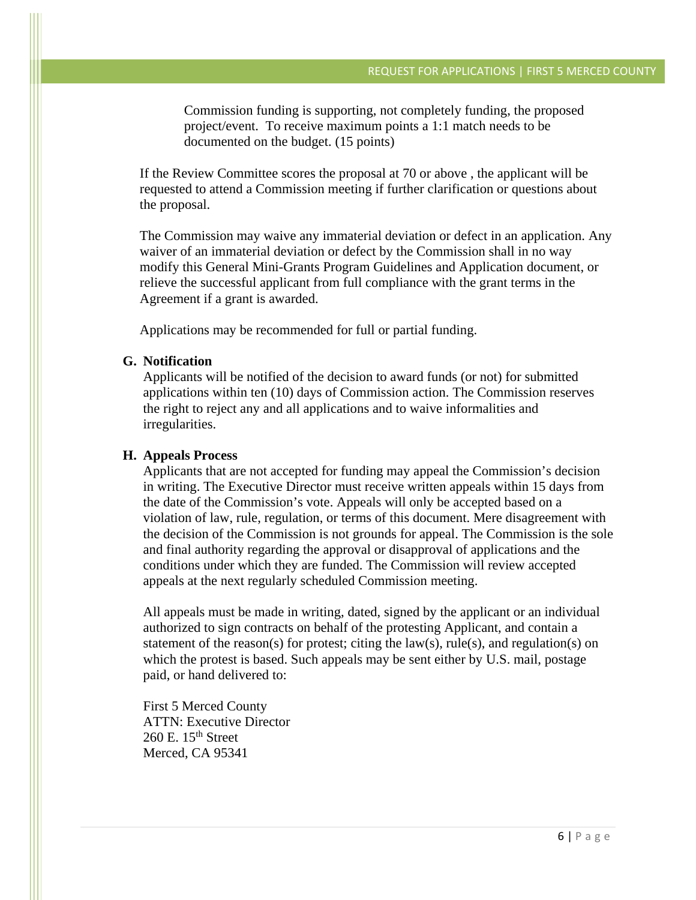Commission funding is supporting, not completely funding, the proposed project/event. To receive maximum points a 1:1 match needs to be documented on the budget. (15 points)

If the Review Committee scores the proposal at 70 or above , the applicant will be requested to attend a Commission meeting if further clarification or questions about the proposal.

The Commission may waive any immaterial deviation or defect in an application. Any waiver of an immaterial deviation or defect by the Commission shall in no way modify this General Mini-Grants Program Guidelines and Application document, or relieve the successful applicant from full compliance with the grant terms in the Agreement if a grant is awarded.

Applications may be recommended for full or partial funding.

**G. Notification**

Applicants will be notified of the decision to award funds (or not) for submitted applications within ten (10) days of Commission action. The Commission reserves the right to reject any and all applications and to waive informalities and irregularities.

**H. Appeals Process**

Applicants that are not accepted for funding may appeal the Commission's decision in writing. The Executive Director must receive written appeals within 15 days from the date of the Commission's vote. Appeals will only be accepted based on a violation of law, rule, regulation, or terms of this document. Mere disagreement with the decision of the Commission is not grounds for appeal. The Commission is the sole and final authority regarding the approval or disapproval of applications and the conditions under which they are funded. The Commission will review accepted appeals at the next regularly scheduled Commission meeting.

All appeals must be made in writing, dated, signed by the applicant or an individual authorized to sign contracts on behalf of the protesting Applicant, and contain a statement of the reason(s) for protest; citing the law(s), rule(s), and regulation(s) on which the protest is based. Such appeals may be sent either by U.S. mail, postage paid, or hand delivered to:

First 5 Merced County
ATTN: Executive Director
260 E. 15th Street
Merced, CA 95341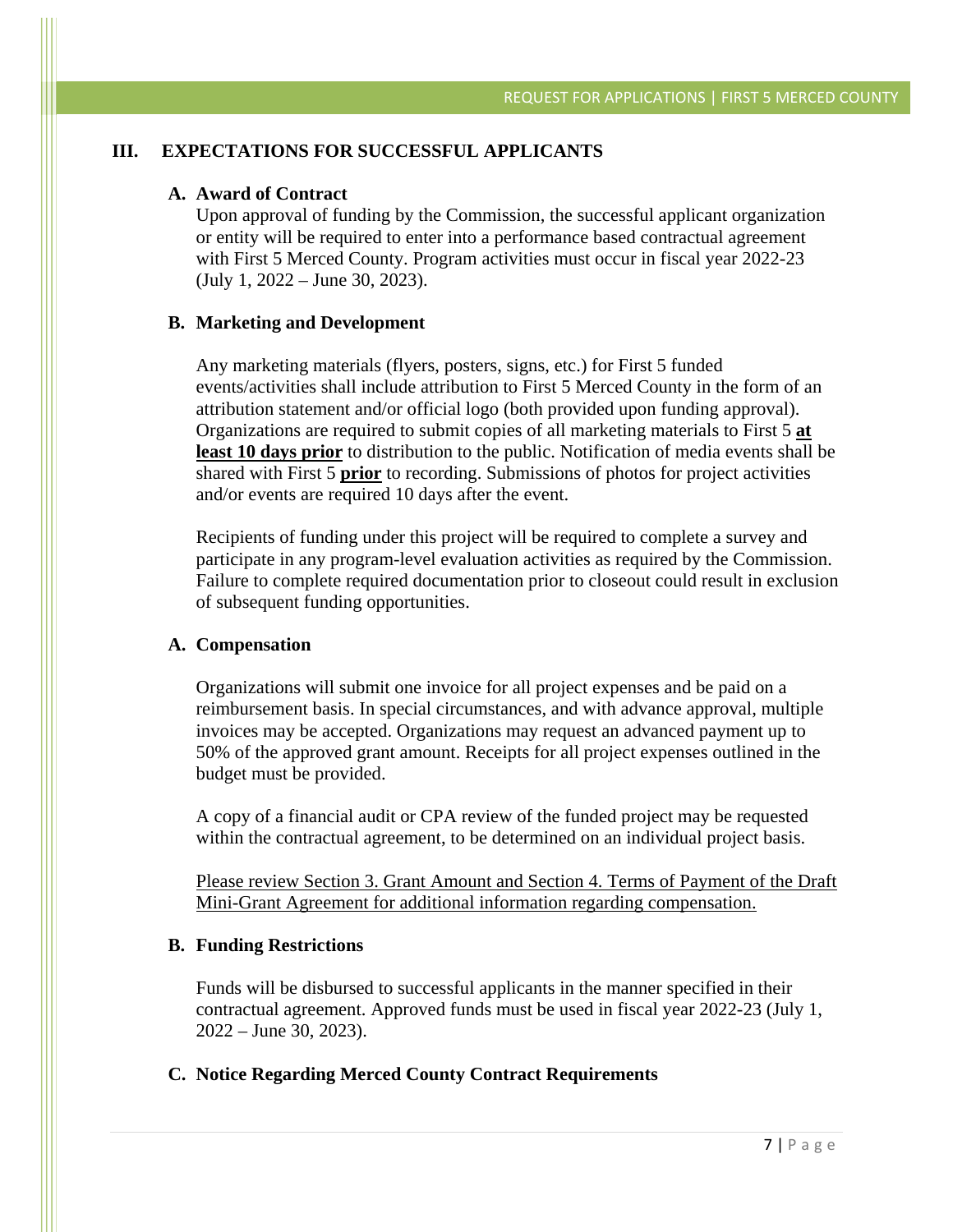## III. EXPECTATIONS FOR SUCCESSFUL APPLICANTS

### A. Award of Contract

Upon approval of funding by the Commission, the successful applicant organization or entity will be required to enter into a performance based contractual agreement with First 5 Merced County. Program activities must occur in fiscal year 2022-23 (July 1, 2022 – June 30, 2023).

### B. Marketing and Development

Any marketing materials (flyers, posters, signs, etc.) for First 5 funded events/activities shall include attribution to First 5 Merced County in the form of an attribution statement and/or official logo (both provided upon funding approval). Organizations are required to submit copies of all marketing materials to First 5 **at least 10 days prior** to distribution to the public. Notification of media events shall be shared with First 5 **prior** to recording. Submissions of photos for project activities and/or events are required 10 days after the event.

Recipients of funding under this project will be required to complete a survey and participate in any program-level evaluation activities as required by the Commission. Failure to complete required documentation prior to closeout could result in exclusion of subsequent funding opportunities.

### A. Compensation

Organizations will submit one invoice for all project expenses and be paid on a reimbursement basis. In special circumstances, and with advance approval, multiple invoices may be accepted. Organizations may request an advanced payment up to 50% of the approved grant amount. Receipts for all project expenses outlined in the budget must be provided.

A copy of a financial audit or CPA review of the funded project may be requested within the contractual agreement, to be determined on an individual project basis.

Please review Section 3. Grant Amount and Section 4. Terms of Payment of the Draft Mini-Grant Agreement for additional information regarding compensation.

### B. Funding Restrictions

Funds will be disbursed to successful applicants in the manner specified in their contractual agreement. Approved funds must be used in fiscal year 2022-23 (July 1, 2022 – June 30, 2023).

### C. Notice Regarding Merced County Contract Requirements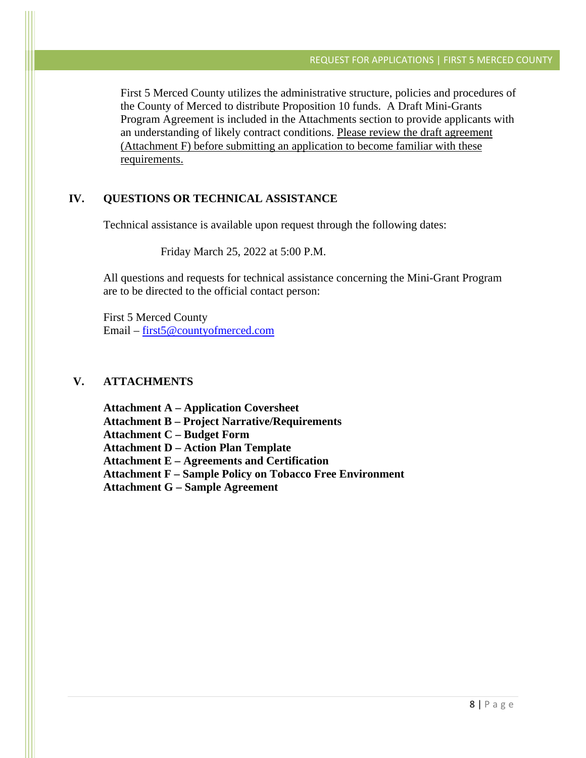First 5 Merced County utilizes the administrative structure, policies and procedures of the County of Merced to distribute Proposition 10 funds. A Draft Mini-Grants Program Agreement is included in the Attachments section to provide applicants with an understanding of likely contract conditions. Please review the draft agreement (Attachment F) before submitting an application to become familiar with these requirements.

## IV. QUESTIONS OR TECHNICAL ASSISTANCE

Technical assistance is available upon request through the following dates:

Friday March 25, 2022 at 5:00 P.M.

All questions and requests for technical assistance concerning the Mini-Grant Program are to be directed to the official contact person:

First 5 Merced County
Email – first5@countyofmerced.com

## V. ATTACHMENTS

**Attachment A – Application Coversheet**
**Attachment B – Project Narrative/Requirements**
**Attachment C – Budget Form**
**Attachment D – Action Plan Template**
**Attachment E – Agreements and Certification**
**Attachment F – Sample Policy on Tobacco Free Environment**
**Attachment G – Sample Agreement**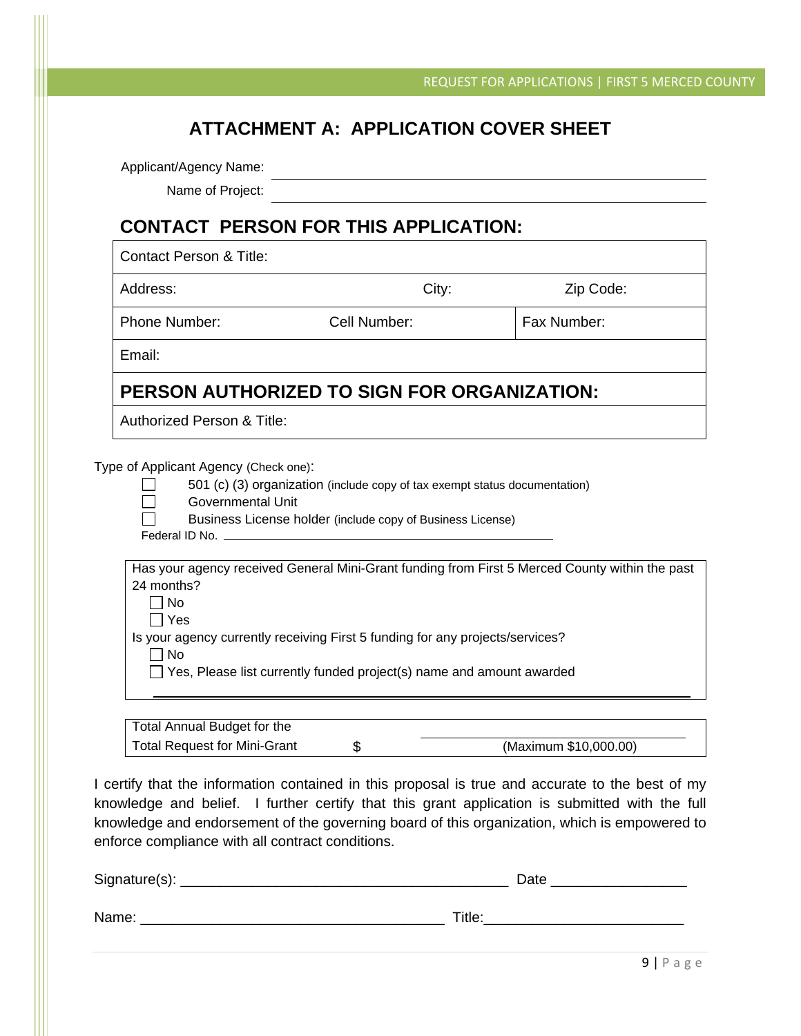# ATTACHMENT A: APPLICATION COVER SHEET

Applicant/Agency Name: ______________________________

Name of Project: ______________________________

## CONTACT PERSON FOR THIS APPLICATION:

| Contact Person & Title: | | |
|---|---|---|
| Address: | City: | Zip Code: |
| Phone Number: | Cell Number: | Fax Number: |
| Email: | | |
| **PERSON AUTHORIZED TO SIGN FOR ORGANIZATION:** | | |
| Authorized Person & Title: | | |

Type of Applicant Agency (Check one):

- ☐ 501 (c) (3) organization (include copy of tax exempt status documentation)
- ☐ Governmental Unit
- ☐ Business License holder (include copy of Business License)

Federal ID No. ______________________________

Has your agency received General Mini-Grant funding from First 5 Merced County within the past 24 months?

- ☐ No
- ☐ Yes

Is your agency currently receiving First 5 funding for any projects/services?

- ☐ No
- ☐ Yes, Please list currently funded project(s) name and amount awarded

______________________________

| Total Annual Budget for the | | ______________________________ |
|---|---|---|
| Total Request for Mini-Grant | $ | (Maximum $10,000.00) |

I certify that the information contained in this proposal is true and accurate to the best of my knowledge and belief. I further certify that this grant application is submitted with the full knowledge and endorsement of the governing board of this organization, which is empowered to enforce compliance with all contract conditions.

Signature(s): ________________________________________ Date ________________

Name: ____________________________________ Title:________________________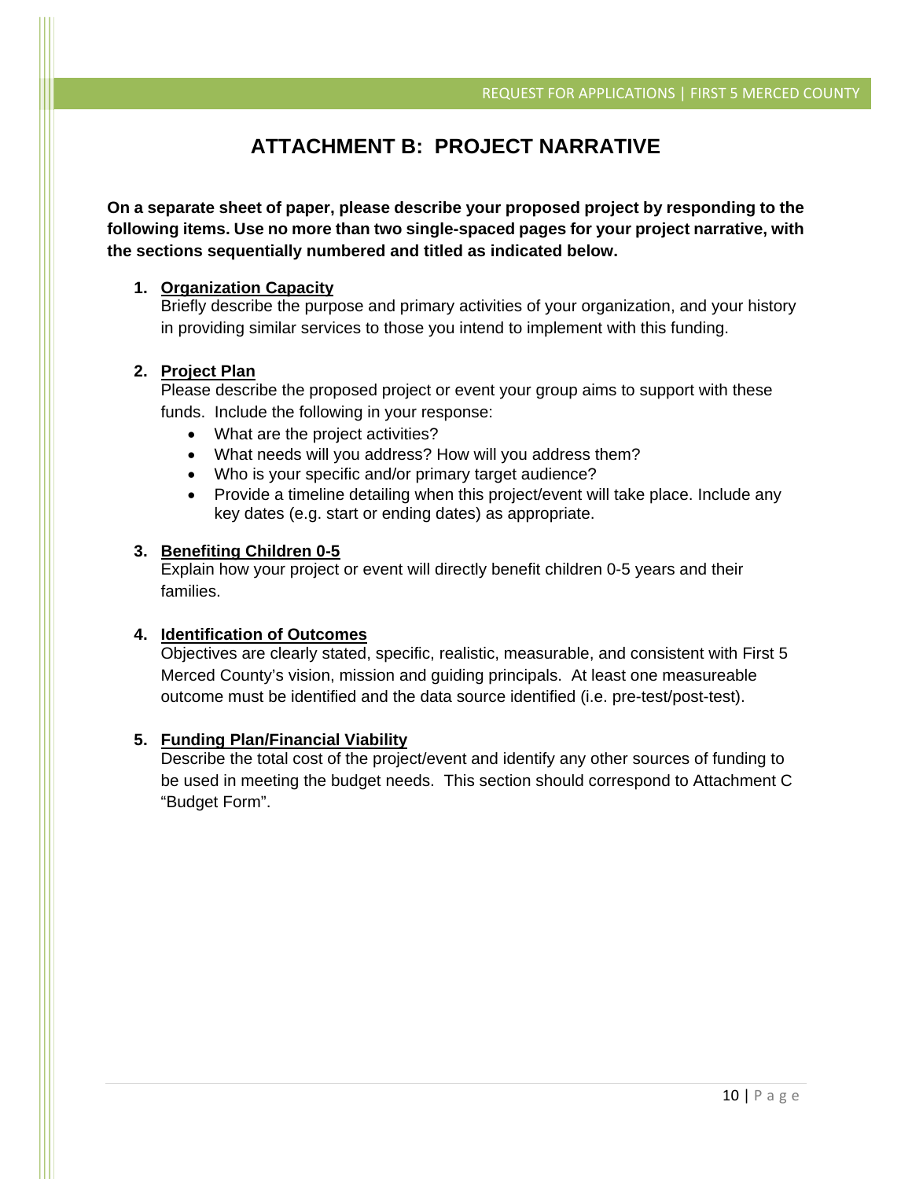# ATTACHMENT B: PROJECT NARRATIVE

**On a separate sheet of paper, please describe your proposed project by responding to the following items. Use no more than two single-spaced pages for your project narrative, with the sections sequentially numbered and titled as indicated below.**

1. **Organization Capacity**
   Briefly describe the purpose and primary activities of your organization, and your history in providing similar services to those you intend to implement with this funding.

2. **Project Plan**
   Please describe the proposed project or event your group aims to support with these funds. Include the following in your response:
   - What are the project activities?
   - What needs will you address? How will you address them?
   - Who is your specific and/or primary target audience?
   - Provide a timeline detailing when this project/event will take place. Include any key dates (e.g. start or ending dates) as appropriate.

3. **Benefiting Children 0-5**
   Explain how your project or event will directly benefit children 0-5 years and their families.

4. **Identification of Outcomes**
   Objectives are clearly stated, specific, realistic, measurable, and consistent with First 5 Merced County's vision, mission and guiding principals. At least one measureable outcome must be identified and the data source identified (i.e. pre-test/post-test).

5. **Funding Plan/Financial Viability**
   Describe the total cost of the project/event and identify any other sources of funding to be used in meeting the budget needs. This section should correspond to Attachment C "Budget Form".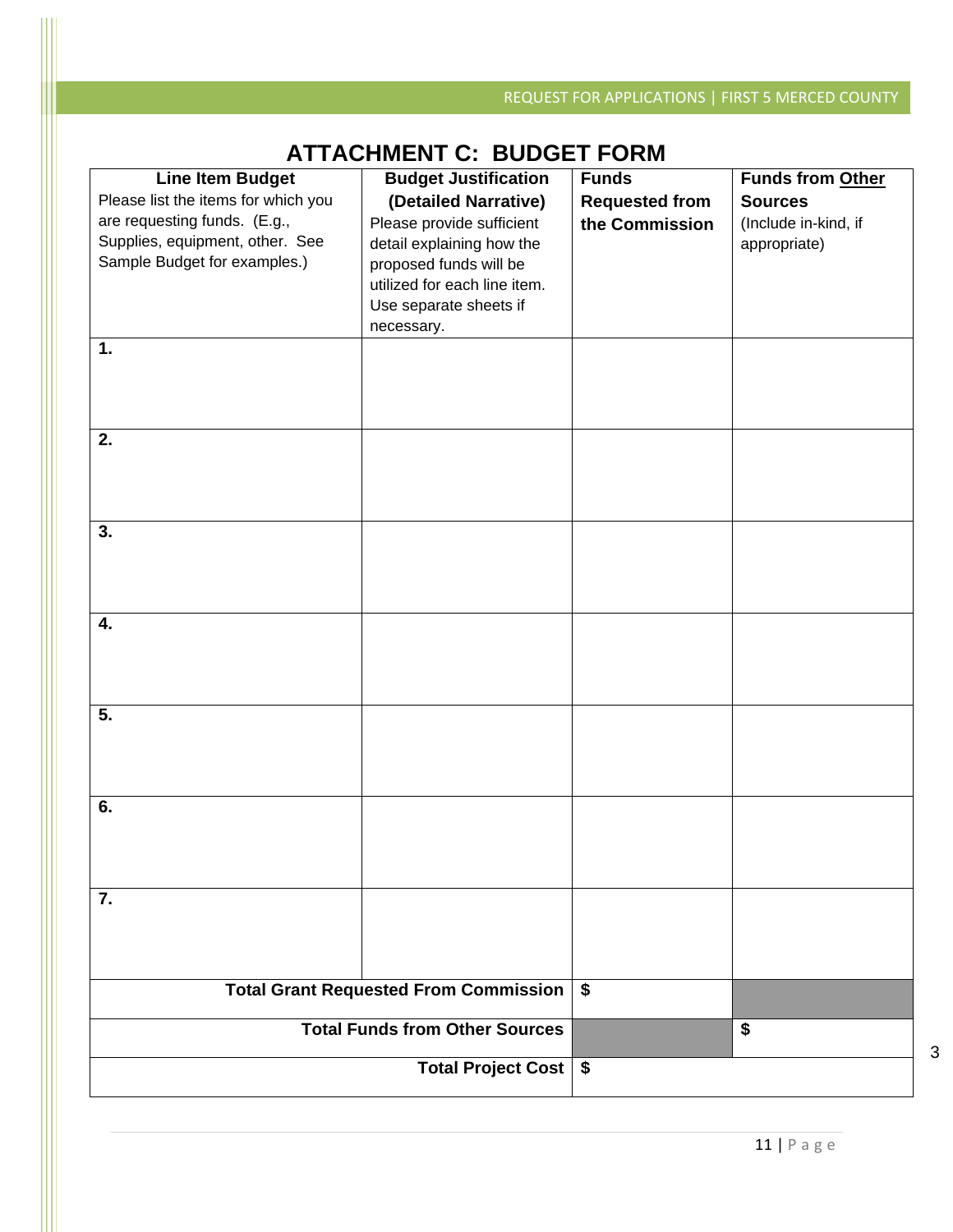# ATTACHMENT C: BUDGET FORM

| **Line Item Budget** Please list the items for which you are requesting funds. (E.g., Supplies, equipment, other. See Sample Budget for examples.) | **Budget Justification (Detailed Narrative)** Please provide sufficient detail explaining how the proposed funds will be utilized for each line item. Use separate sheets if necessary. | **Funds Requested from the Commission** | **Funds from Other Sources** (Include in-kind, if appropriate) |
|---|---|---|---|
| **1.** | | | |
| **2.** | | | |
| **3.** | | | |
| **4.** | | | |
| **5.** | | | |
| **6.** | | | |
| **7.** | | | |
| **Total Grant Requested From Commission** | | **$** | |
| **Total Funds from Other Sources** | | | **$** |
| **Total Project Cost** | | **$** | |

3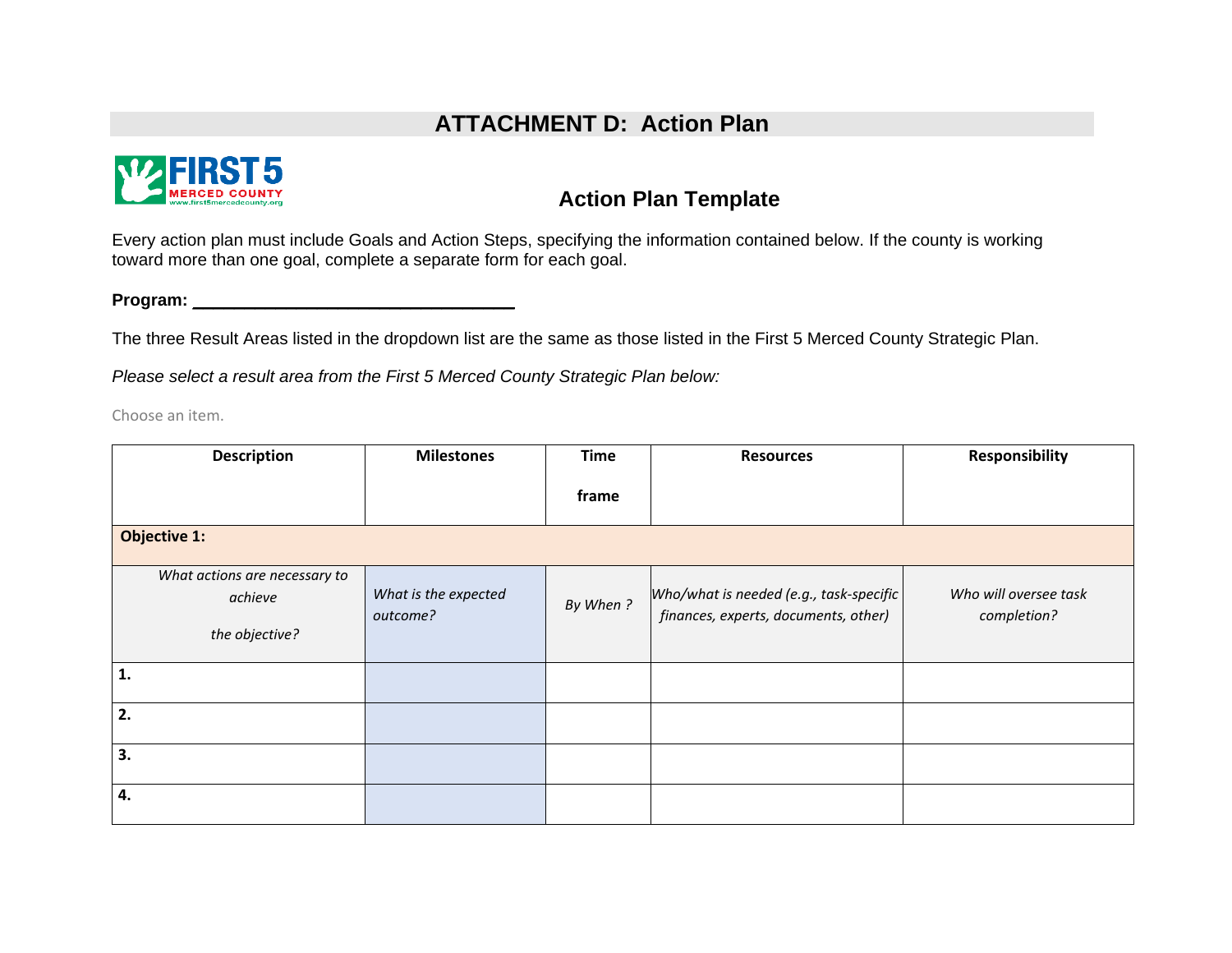# ATTACHMENT D: Action Plan

## Action Plan Template

Every action plan must include Goals and Action Steps, specifying the information contained below. If the county is working toward more than one goal, complete a separate form for each goal.

**Program: ______________________________**

The three Result Areas listed in the dropdown list are the same as those listed in the First 5 Merced County Strategic Plan.

*Please select a result area from the First 5 Merced County Strategic Plan below:*

Choose an item.

| Description | Milestones | Time frame | Resources | Responsibility |
|---|---|---|---|---|
| **Objective 1:** | | | | |
| *What actions are necessary to achieve the objective?* | *What is the expected outcome?* | *By When ?* | *Who/what is needed (e.g., task-specific finances, experts, documents, other)* | *Who will oversee task completion?* |
| **1.** | | | | |
| **2.** | | | | |
| **3.** | | | | |
| **4.** | | | | |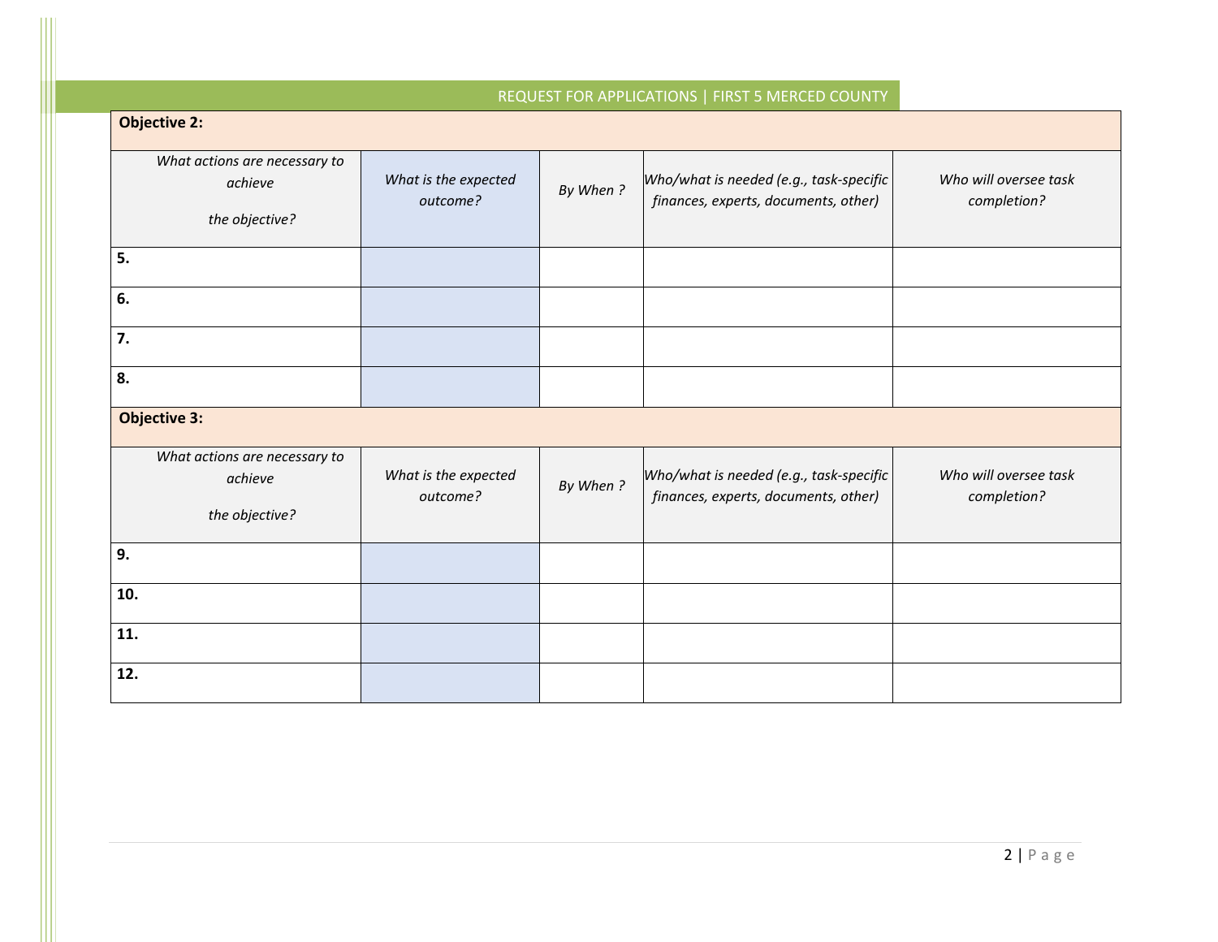| Objective 2: | | | | |
|---|---|---|---|---|
| *What actions are necessary to achieve the objective?* | *What is the expected outcome?* | *By When ?* | *Who/what is needed (e.g., task-specific finances, experts, documents, other)* | *Who will oversee task completion?* |
| **5.** | | | | |
| **6.** | | | | |
| **7.** | | | | |
| **8.** | | | | |

| Objective 3: | | | | |
|---|---|---|---|---|
| *What actions are necessary to achieve the objective?* | *What is the expected outcome?* | *By When ?* | *Who/what is needed (e.g., task-specific finances, experts, documents, other)* | *Who will oversee task completion?* |
| **9.** | | | | |
| **10.** | | | | |
| **11.** | | | | |
| **12.** | | | | |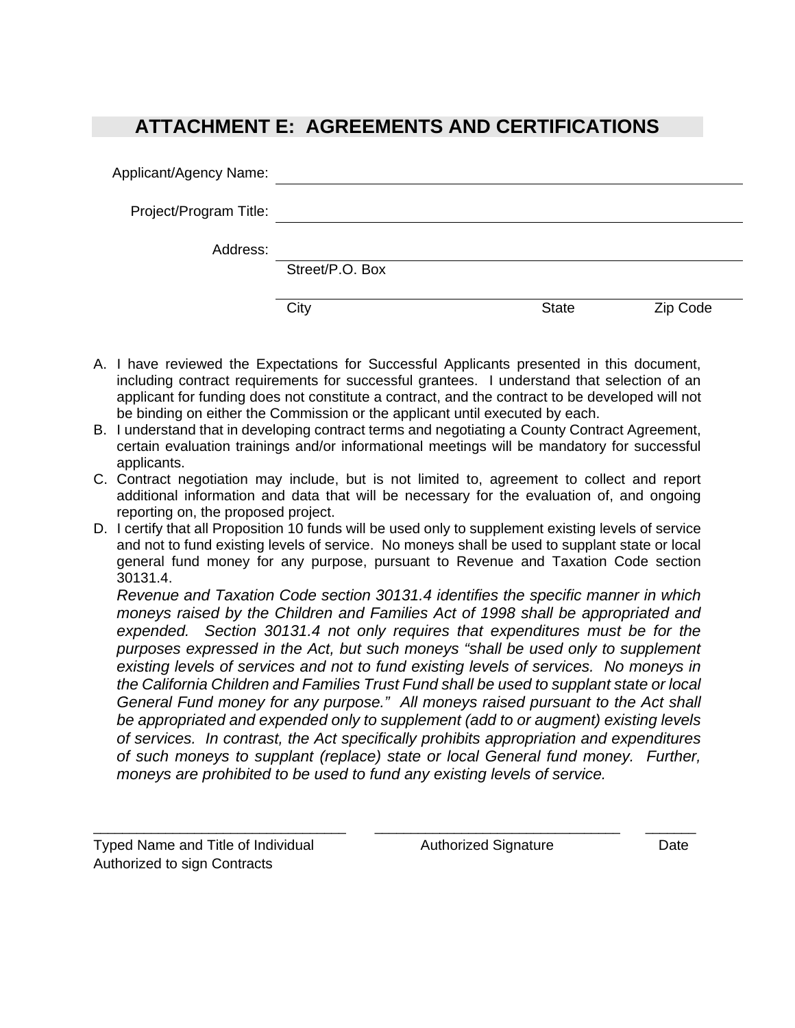# ATTACHMENT E: AGREEMENTS AND CERTIFICATIONS

Applicant/Agency Name: ______________________________

Project/Program Title: ______________________________

Address: ______________________________

Street/P.O. Box

______________________________

City State Zip Code

A. I have reviewed the Expectations for Successful Applicants presented in this document, including contract requirements for successful grantees. I understand that selection of an applicant for funding does not constitute a contract, and the contract to be developed will not be binding on either the Commission or the applicant until executed by each.
B. I understand that in developing contract terms and negotiating a County Contract Agreement, certain evaluation trainings and/or informational meetings will be mandatory for successful applicants.
C. Contract negotiation may include, but is not limited to, agreement to collect and report additional information and data that will be necessary for the evaluation of, and ongoing reporting on, the proposed project.
D. I certify that all Proposition 10 funds will be used only to supplement existing levels of service and not to fund existing levels of service. No moneys shall be used to supplant state or local general fund money for any purpose, pursuant to Revenue and Taxation Code section 30131.4.

   *Revenue and Taxation Code section 30131.4 identifies the specific manner in which moneys raised by the Children and Families Act of 1998 shall be appropriated and expended. Section 30131.4 not only requires that expenditures must be for the purposes expressed in the Act, but such moneys "shall be used only to supplement existing levels of services and not to fund existing levels of services. No moneys in the California Children and Families Trust Fund shall be used to supplant state or local General Fund money for any purpose." All moneys raised pursuant to the Act shall be appropriated and expended only to supplement (add to or augment) existing levels of services. In contrast, the Act specifically prohibits appropriation and expenditures of such moneys to supplant (replace) state or local General fund money. Further, moneys are prohibited to be used to fund any existing levels of service.*

________________________________ ________________________________ ______

Typed Name and Title of Individual Authorized to sign Contracts | Authorized Signature | Date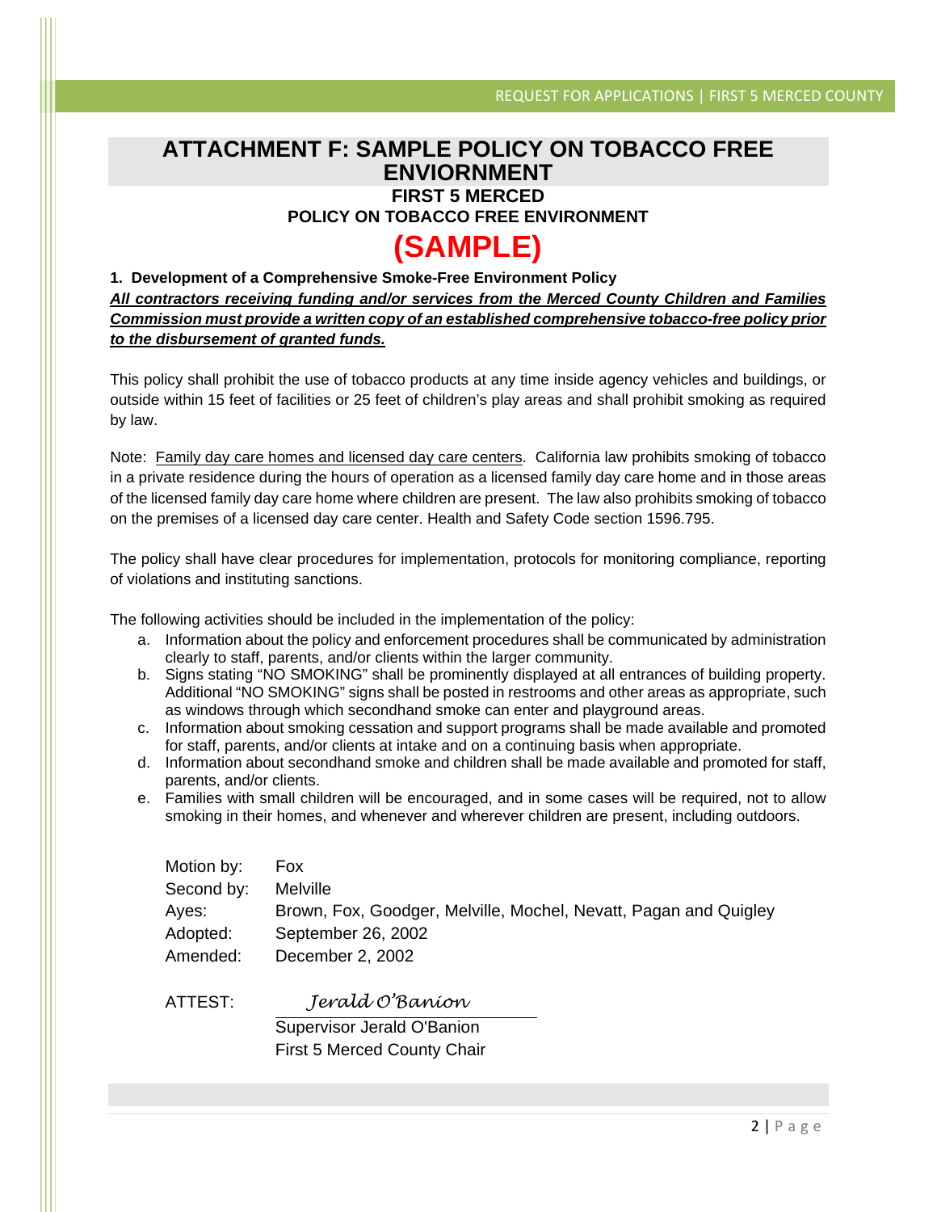## ATTACHMENT F: SAMPLE POLICY ON TOBACCO FREE ENVIORNMENT

**FIRST 5 MERCED**

**POLICY ON TOBACCO FREE ENVIRONMENT**

# (SAMPLE)

**1. Development of a Comprehensive Smoke-Free Environment Policy**

***All contractors receiving funding and/or services from the Merced County Children and Families Commission must provide a written copy of an established comprehensive tobacco-free policy prior to the disbursement of granted funds.***

This policy shall prohibit the use of tobacco products at any time inside agency vehicles and buildings, or outside within 15 feet of facilities or 25 feet of children's play areas and shall prohibit smoking as required by law.

Note: Family day care homes and licensed day care centers. California law prohibits smoking of tobacco in a private residence during the hours of operation as a licensed family day care home and in those areas of the licensed family day care home where children are present. The law also prohibits smoking of tobacco on the premises of a licensed day care center. Health and Safety Code section 1596.795.

The policy shall have clear procedures for implementation, protocols for monitoring compliance, reporting of violations and instituting sanctions.

The following activities should be included in the implementation of the policy:

a. Information about the policy and enforcement procedures shall be communicated by administration clearly to staff, parents, and/or clients within the larger community.
b. Signs stating "NO SMOKING" shall be prominently displayed at all entrances of building property. Additional "NO SMOKING" signs shall be posted in restrooms and other areas as appropriate, such as windows through which secondhand smoke can enter and playground areas.
c. Information about smoking cessation and support programs shall be made available and promoted for staff, parents, and/or clients at intake and on a continuing basis when appropriate.
d. Information about secondhand smoke and children shall be made available and promoted for staff, parents, and/or clients.
e. Families with small children will be encouraged, and in some cases will be required, not to allow smoking in their homes, and whenever and wherever children are present, including outdoors.

Motion by: Fox
Second by: Melville
Ayes: Brown, Fox, Goodger, Melville, Mochel, Nevatt, Pagan and Quigley
Adopted: September 26, 2002
Amended: December 2, 2002

ATTEST: *Jerald O'Banion*

Supervisor Jerald O'Banion
First 5 Merced County Chair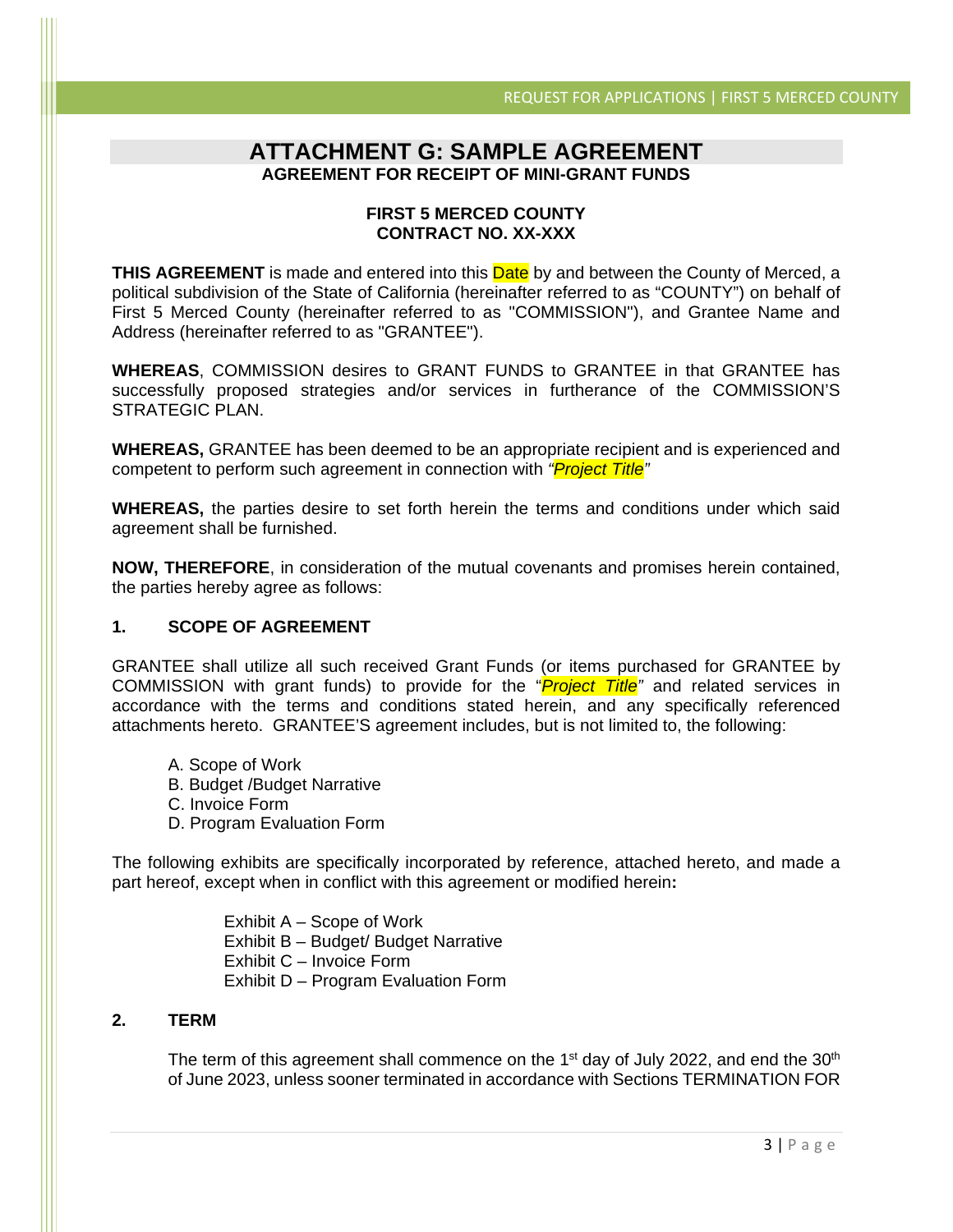# ATTACHMENT G: SAMPLE AGREEMENT

**AGREEMENT FOR RECEIPT OF MINI-GRANT FUNDS**

**FIRST 5 MERCED COUNTY**
**CONTRACT NO. XX-XXX**

**THIS AGREEMENT** is made and entered into this Date by and between the County of Merced, a political subdivision of the State of California (hereinafter referred to as "COUNTY") on behalf of First 5 Merced County (hereinafter referred to as "COMMISSION"), and Grantee Name and Address (hereinafter referred to as "GRANTEE").

**WHEREAS**, COMMISSION desires to GRANT FUNDS to GRANTEE in that GRANTEE has successfully proposed strategies and/or services in furtherance of the COMMISSION'S STRATEGIC PLAN.

**WHEREAS,** GRANTEE has been deemed to be an appropriate recipient and is experienced and competent to perform such agreement in connection with *"Project Title"*

**WHEREAS,** the parties desire to set forth herein the terms and conditions under which said agreement shall be furnished.

**NOW, THEREFORE**, in consideration of the mutual covenants and promises herein contained, the parties hereby agree as follows:

**1. SCOPE OF AGREEMENT**

GRANTEE shall utilize all such received Grant Funds (or items purchased for GRANTEE by COMMISSION with grant funds) to provide for the "*Project Title*" and related services in accordance with the terms and conditions stated herein, and any specifically referenced attachments hereto. GRANTEE'S agreement includes, but is not limited to, the following:

A. Scope of Work
B. Budget /Budget Narrative
C. Invoice Form
D. Program Evaluation Form

The following exhibits are specifically incorporated by reference, attached hereto, and made a part hereof, except when in conflict with this agreement or modified herein**:**

Exhibit A – Scope of Work
Exhibit B – Budget/ Budget Narrative
Exhibit C – Invoice Form
Exhibit D – Program Evaluation Form

**2. TERM**

The term of this agreement shall commence on the 1st day of July 2022, and end the 30th of June 2023, unless sooner terminated in accordance with Sections TERMINATION FOR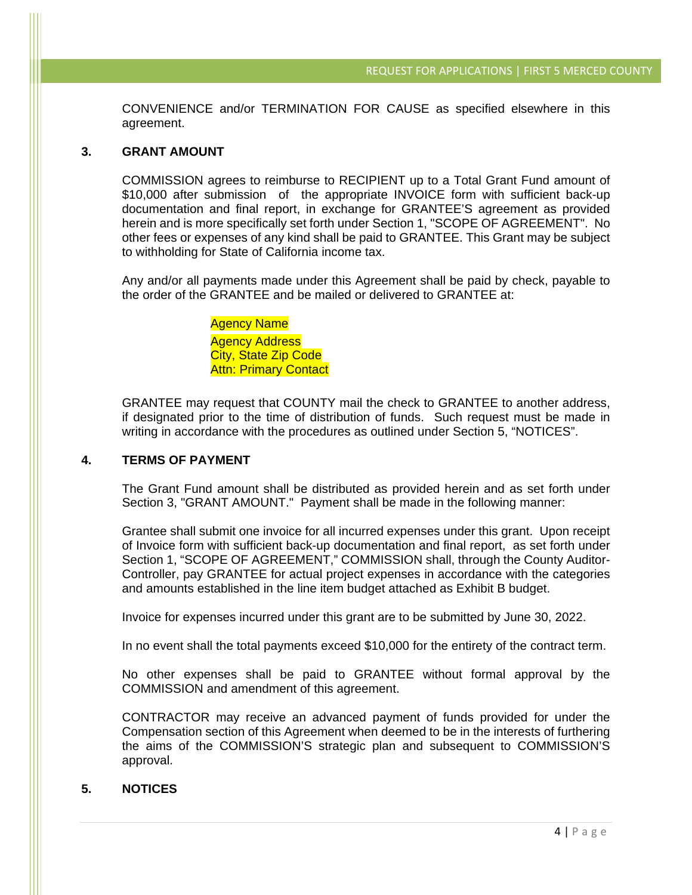CONVENIENCE and/or TERMINATION FOR CAUSE as specified elsewhere in this agreement.

**3. GRANT AMOUNT**

COMMISSION agrees to reimburse to RECIPIENT up to a Total Grant Fund amount of $10,000 after submission of the appropriate INVOICE form with sufficient back-up documentation and final report, in exchange for GRANTEE'S agreement as provided herein and is more specifically set forth under Section 1, "SCOPE OF AGREEMENT". No other fees or expenses of any kind shall be paid to GRANTEE. This Grant may be subject to withholding for State of California income tax.

Any and/or all payments made under this Agreement shall be paid by check, payable to the order of the GRANTEE and be mailed or delivered to GRANTEE at:

Agency Name
Agency Address
City, State Zip Code
Attn: Primary Contact

GRANTEE may request that COUNTY mail the check to GRANTEE to another address, if designated prior to the time of distribution of funds. Such request must be made in writing in accordance with the procedures as outlined under Section 5, "NOTICES".

**4. TERMS OF PAYMENT**

The Grant Fund amount shall be distributed as provided herein and as set forth under Section 3, "GRANT AMOUNT." Payment shall be made in the following manner:

Grantee shall submit one invoice for all incurred expenses under this grant. Upon receipt of Invoice form with sufficient back-up documentation and final report, as set forth under Section 1, "SCOPE OF AGREEMENT," COMMISSION shall, through the County Auditor-Controller, pay GRANTEE for actual project expenses in accordance with the categories and amounts established in the line item budget attached as Exhibit B budget.

Invoice for expenses incurred under this grant are to be submitted by June 30, 2022.

In no event shall the total payments exceed $10,000 for the entirety of the contract term.

No other expenses shall be paid to GRANTEE without formal approval by the COMMISSION and amendment of this agreement.

CONTRACTOR may receive an advanced payment of funds provided for under the Compensation section of this Agreement when deemed to be in the interests of furthering the aims of the COMMISSION'S strategic plan and subsequent to COMMISSION'S approval.

**5. NOTICES**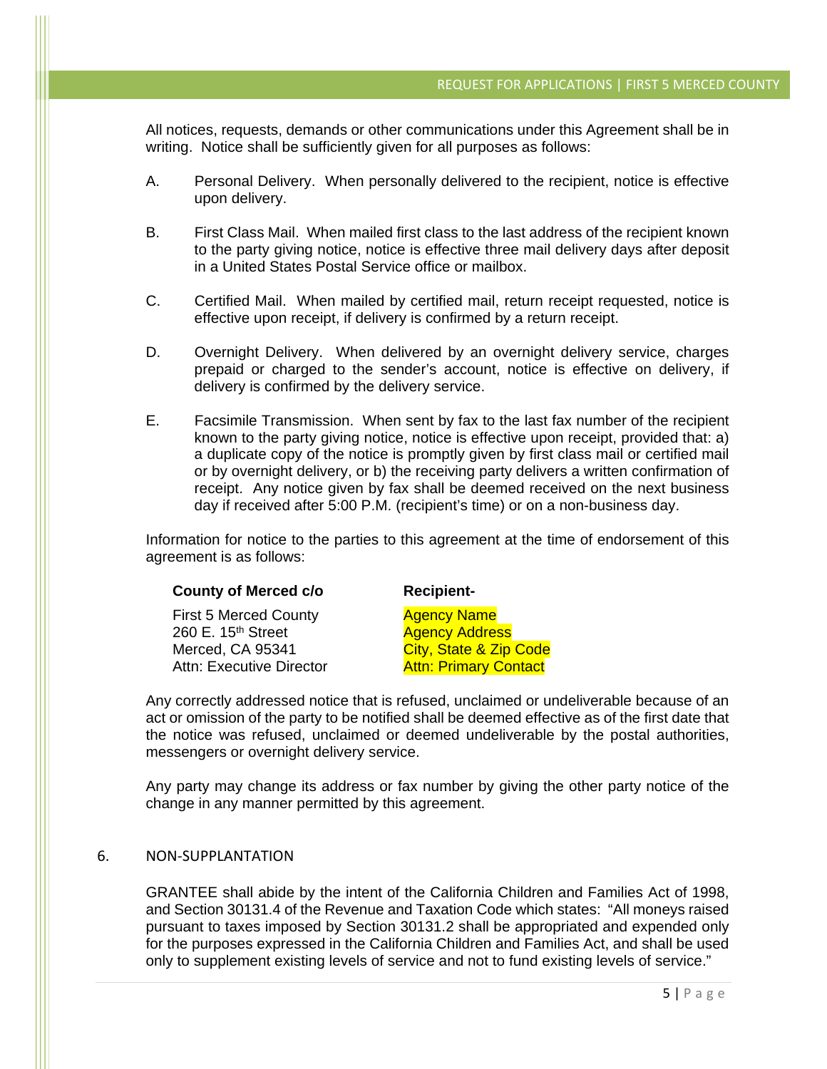All notices, requests, demands or other communications under this Agreement shall be in writing. Notice shall be sufficiently given for all purposes as follows:

A. Personal Delivery. When personally delivered to the recipient, notice is effective upon delivery.

B. First Class Mail. When mailed first class to the last address of the recipient known to the party giving notice, notice is effective three mail delivery days after deposit in a United States Postal Service office or mailbox.

C. Certified Mail. When mailed by certified mail, return receipt requested, notice is effective upon receipt, if delivery is confirmed by a return receipt.

D. Overnight Delivery. When delivered by an overnight delivery service, charges prepaid or charged to the sender's account, notice is effective on delivery, if delivery is confirmed by the delivery service.

E. Facsimile Transmission. When sent by fax to the last fax number of the recipient known to the party giving notice, notice is effective upon receipt, provided that: a) a duplicate copy of the notice is promptly given by first class mail or certified mail or by overnight delivery, or b) the receiving party delivers a written confirmation of receipt. Any notice given by fax shall be deemed received on the next business day if received after 5:00 P.M. (recipient's time) or on a non-business day.

Information for notice to the parties to this agreement at the time of endorsement of this agreement is as follows:

| **County of Merced c/o** | **Recipient-** |
|---|---|
| First 5 Merced County | Agency Name |
| 260 E. 15th Street | Agency Address |
| Merced, CA 95341 | City, State & Zip Code |
| Attn: Executive Director | Attn: Primary Contact |

Any correctly addressed notice that is refused, unclaimed or undeliverable because of an act or omission of the party to be notified shall be deemed effective as of the first date that the notice was refused, unclaimed or deemed undeliverable by the postal authorities, messengers or overnight delivery service.

Any party may change its address or fax number by giving the other party notice of the change in any manner permitted by this agreement.

## 6. NON-SUPPLANTATION

GRANTEE shall abide by the intent of the California Children and Families Act of 1998, and Section 30131.4 of the Revenue and Taxation Code which states: "All moneys raised pursuant to taxes imposed by Section 30131.2 shall be appropriated and expended only for the purposes expressed in the California Children and Families Act, and shall be used only to supplement existing levels of service and not to fund existing levels of service."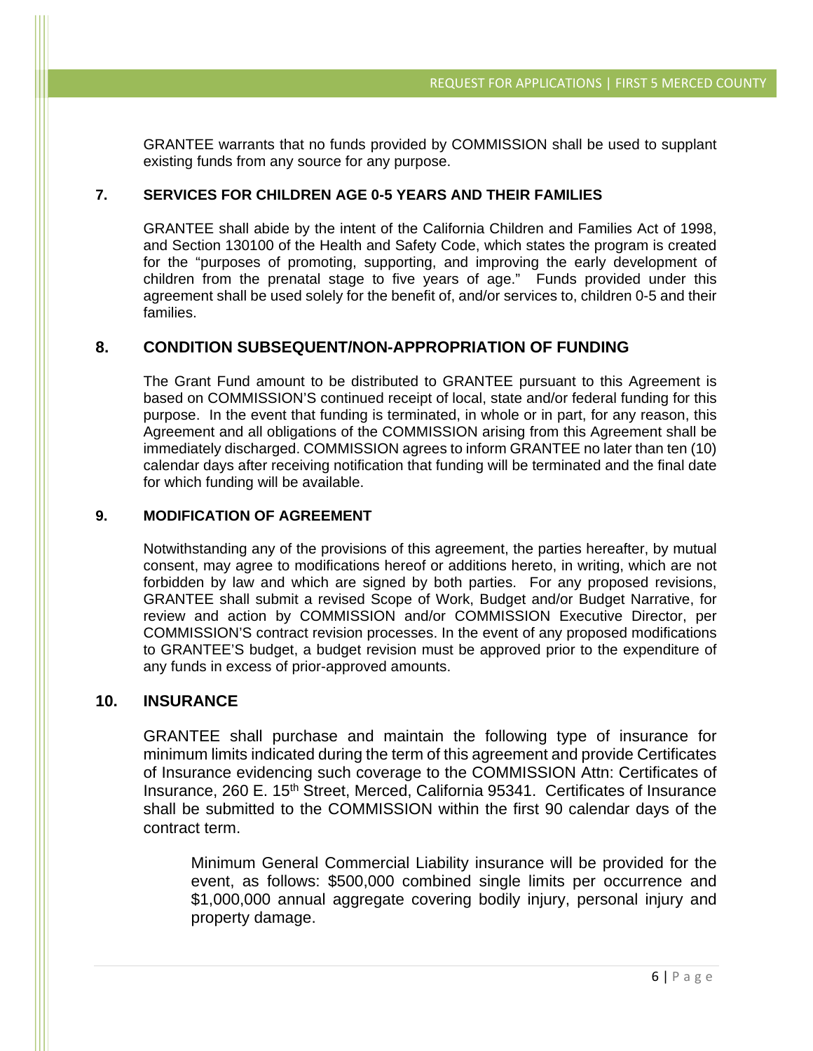GRANTEE warrants that no funds provided by COMMISSION shall be used to supplant existing funds from any source for any purpose.

## 7. SERVICES FOR CHILDREN AGE 0-5 YEARS AND THEIR FAMILIES

GRANTEE shall abide by the intent of the California Children and Families Act of 1998, and Section 130100 of the Health and Safety Code, which states the program is created for the "purposes of promoting, supporting, and improving the early development of children from the prenatal stage to five years of age." Funds provided under this agreement shall be used solely for the benefit of, and/or services to, children 0-5 and their families.

## 8. CONDITION SUBSEQUENT/NON-APPROPRIATION OF FUNDING

The Grant Fund amount to be distributed to GRANTEE pursuant to this Agreement is based on COMMISSION'S continued receipt of local, state and/or federal funding for this purpose. In the event that funding is terminated, in whole or in part, for any reason, this Agreement and all obligations of the COMMISSION arising from this Agreement shall be immediately discharged. COMMISSION agrees to inform GRANTEE no later than ten (10) calendar days after receiving notification that funding will be terminated and the final date for which funding will be available.

## 9. MODIFICATION OF AGREEMENT

Notwithstanding any of the provisions of this agreement, the parties hereafter, by mutual consent, may agree to modifications hereof or additions hereto, in writing, which are not forbidden by law and which are signed by both parties. For any proposed revisions, GRANTEE shall submit a revised Scope of Work, Budget and/or Budget Narrative, for review and action by COMMISSION and/or COMMISSION Executive Director, per COMMISSION'S contract revision processes. In the event of any proposed modifications to GRANTEE'S budget, a budget revision must be approved prior to the expenditure of any funds in excess of prior-approved amounts.

## 10. INSURANCE

GRANTEE shall purchase and maintain the following type of insurance for minimum limits indicated during the term of this agreement and provide Certificates of Insurance evidencing such coverage to the COMMISSION Attn: Certificates of Insurance, 260 E. 15th Street, Merced, California 95341. Certificates of Insurance shall be submitted to the COMMISSION within the first 90 calendar days of the contract term.

> Minimum General Commercial Liability insurance will be provided for the event, as follows: $500,000 combined single limits per occurrence and $1,000,000 annual aggregate covering bodily injury, personal injury and property damage.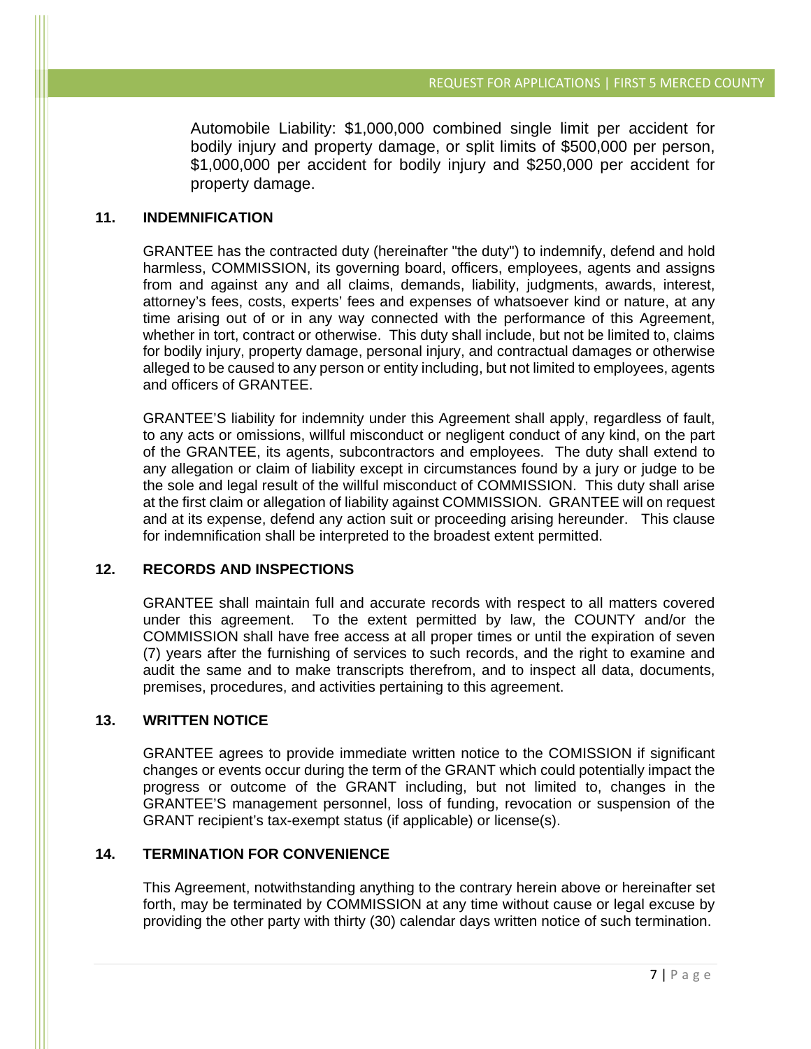Automobile Liability: $1,000,000 combined single limit per accident for bodily injury and property damage, or split limits of $500,000 per person, $1,000,000 per accident for bodily injury and $250,000 per accident for property damage.

**11. INDEMNIFICATION**

GRANTEE has the contracted duty (hereinafter "the duty") to indemnify, defend and hold harmless, COMMISSION, its governing board, officers, employees, agents and assigns from and against any and all claims, demands, liability, judgments, awards, interest, attorney's fees, costs, experts' fees and expenses of whatsoever kind or nature, at any time arising out of or in any way connected with the performance of this Agreement, whether in tort, contract or otherwise. This duty shall include, but not be limited to, claims for bodily injury, property damage, personal injury, and contractual damages or otherwise alleged to be caused to any person or entity including, but not limited to employees, agents and officers of GRANTEE.

GRANTEE'S liability for indemnity under this Agreement shall apply, regardless of fault, to any acts or omissions, willful misconduct or negligent conduct of any kind, on the part of the GRANTEE, its agents, subcontractors and employees. The duty shall extend to any allegation or claim of liability except in circumstances found by a jury or judge to be the sole and legal result of the willful misconduct of COMMISSION. This duty shall arise at the first claim or allegation of liability against COMMISSION. GRANTEE will on request and at its expense, defend any action suit or proceeding arising hereunder. This clause for indemnification shall be interpreted to the broadest extent permitted.

**12. RECORDS AND INSPECTIONS**

GRANTEE shall maintain full and accurate records with respect to all matters covered under this agreement. To the extent permitted by law, the COUNTY and/or the COMMISSION shall have free access at all proper times or until the expiration of seven (7) years after the furnishing of services to such records, and the right to examine and audit the same and to make transcripts therefrom, and to inspect all data, documents, premises, procedures, and activities pertaining to this agreement.

**13. WRITTEN NOTICE**

GRANTEE agrees to provide immediate written notice to the COMISSION if significant changes or events occur during the term of the GRANT which could potentially impact the progress or outcome of the GRANT including, but not limited to, changes in the GRANTEE'S management personnel, loss of funding, revocation or suspension of the GRANT recipient's tax-exempt status (if applicable) or license(s).

**14. TERMINATION FOR CONVENIENCE**

This Agreement, notwithstanding anything to the contrary herein above or hereinafter set forth, may be terminated by COMMISSION at any time without cause or legal excuse by providing the other party with thirty (30) calendar days written notice of such termination.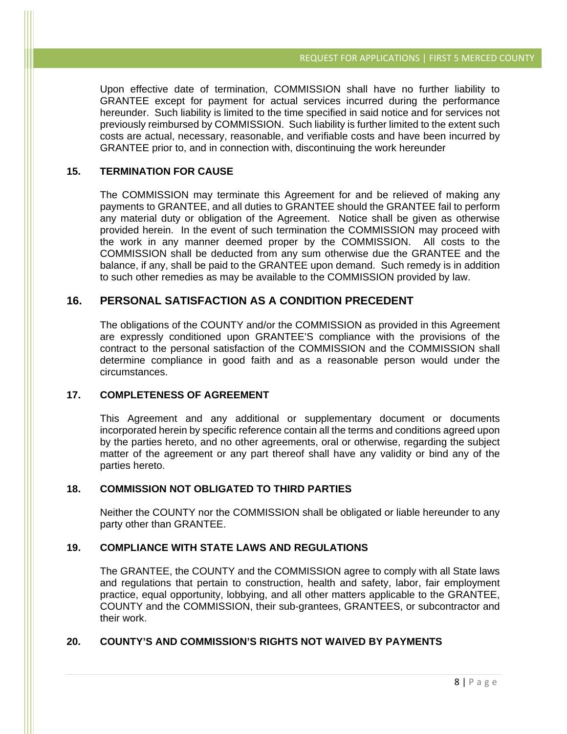Upon effective date of termination, COMMISSION shall have no further liability to GRANTEE except for payment for actual services incurred during the performance hereunder. Such liability is limited to the time specified in said notice and for services not previously reimbursed by COMMISSION. Such liability is further limited to the extent such costs are actual, necessary, reasonable, and verifiable costs and have been incurred by GRANTEE prior to, and in connection with, discontinuing the work hereunder

### 15. TERMINATION FOR CAUSE

The COMMISSION may terminate this Agreement for and be relieved of making any payments to GRANTEE, and all duties to GRANTEE should the GRANTEE fail to perform any material duty or obligation of the Agreement. Notice shall be given as otherwise provided herein. In the event of such termination the COMMISSION may proceed with the work in any manner deemed proper by the COMMISSION. All costs to the COMMISSION shall be deducted from any sum otherwise due the GRANTEE and the balance, if any, shall be paid to the GRANTEE upon demand. Such remedy is in addition to such other remedies as may be available to the COMMISSION provided by law.

### 16. PERSONAL SATISFACTION AS A CONDITION PRECEDENT

The obligations of the COUNTY and/or the COMMISSION as provided in this Agreement are expressly conditioned upon GRANTEE'S compliance with the provisions of the contract to the personal satisfaction of the COMMISSION and the COMMISSION shall determine compliance in good faith and as a reasonable person would under the circumstances.

### 17. COMPLETENESS OF AGREEMENT

This Agreement and any additional or supplementary document or documents incorporated herein by specific reference contain all the terms and conditions agreed upon by the parties hereto, and no other agreements, oral or otherwise, regarding the subject matter of the agreement or any part thereof shall have any validity or bind any of the parties hereto.

### 18. COMMISSION NOT OBLIGATED TO THIRD PARTIES

Neither the COUNTY nor the COMMISSION shall be obligated or liable hereunder to any party other than GRANTEE.

### 19. COMPLIANCE WITH STATE LAWS AND REGULATIONS

The GRANTEE, the COUNTY and the COMMISSION agree to comply with all State laws and regulations that pertain to construction, health and safety, labor, fair employment practice, equal opportunity, lobbying, and all other matters applicable to the GRANTEE, COUNTY and the COMMISSION, their sub-grantees, GRANTEES, or subcontractor and their work.

### 20. COUNTY'S AND COMMISSION'S RIGHTS NOT WAIVED BY PAYMENTS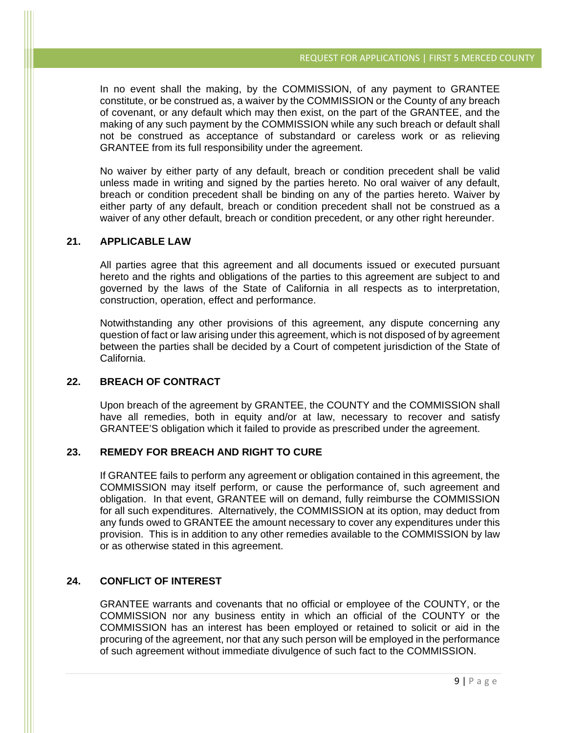In no event shall the making, by the COMMISSION, of any payment to GRANTEE constitute, or be construed as, a waiver by the COMMISSION or the County of any breach of covenant, or any default which may then exist, on the part of the GRANTEE, and the making of any such payment by the COMMISSION while any such breach or default shall not be construed as acceptance of substandard or careless work or as relieving GRANTEE from its full responsibility under the agreement.

No waiver by either party of any default, breach or condition precedent shall be valid unless made in writing and signed by the parties hereto. No oral waiver of any default, breach or condition precedent shall be binding on any of the parties hereto. Waiver by either party of any default, breach or condition precedent shall not be construed as a waiver of any other default, breach or condition precedent, or any other right hereunder.

**21. APPLICABLE LAW**

All parties agree that this agreement and all documents issued or executed pursuant hereto and the rights and obligations of the parties to this agreement are subject to and governed by the laws of the State of California in all respects as to interpretation, construction, operation, effect and performance.

Notwithstanding any other provisions of this agreement, any dispute concerning any question of fact or law arising under this agreement, which is not disposed of by agreement between the parties shall be decided by a Court of competent jurisdiction of the State of California.

**22. BREACH OF CONTRACT**

Upon breach of the agreement by GRANTEE, the COUNTY and the COMMISSION shall have all remedies, both in equity and/or at law, necessary to recover and satisfy GRANTEE'S obligation which it failed to provide as prescribed under the agreement.

**23. REMEDY FOR BREACH AND RIGHT TO CURE**

If GRANTEE fails to perform any agreement or obligation contained in this agreement, the COMMISSION may itself perform, or cause the performance of, such agreement and obligation. In that event, GRANTEE will on demand, fully reimburse the COMMISSION for all such expenditures. Alternatively, the COMMISSION at its option, may deduct from any funds owed to GRANTEE the amount necessary to cover any expenditures under this provision. This is in addition to any other remedies available to the COMMISSION by law or as otherwise stated in this agreement.

**24. CONFLICT OF INTEREST**

GRANTEE warrants and covenants that no official or employee of the COUNTY, or the COMMISSION nor any business entity in which an official of the COUNTY or the COMMISSION has an interest has been employed or retained to solicit or aid in the procuring of the agreement, nor that any such person will be employed in the performance of such agreement without immediate divulgence of such fact to the COMMISSION.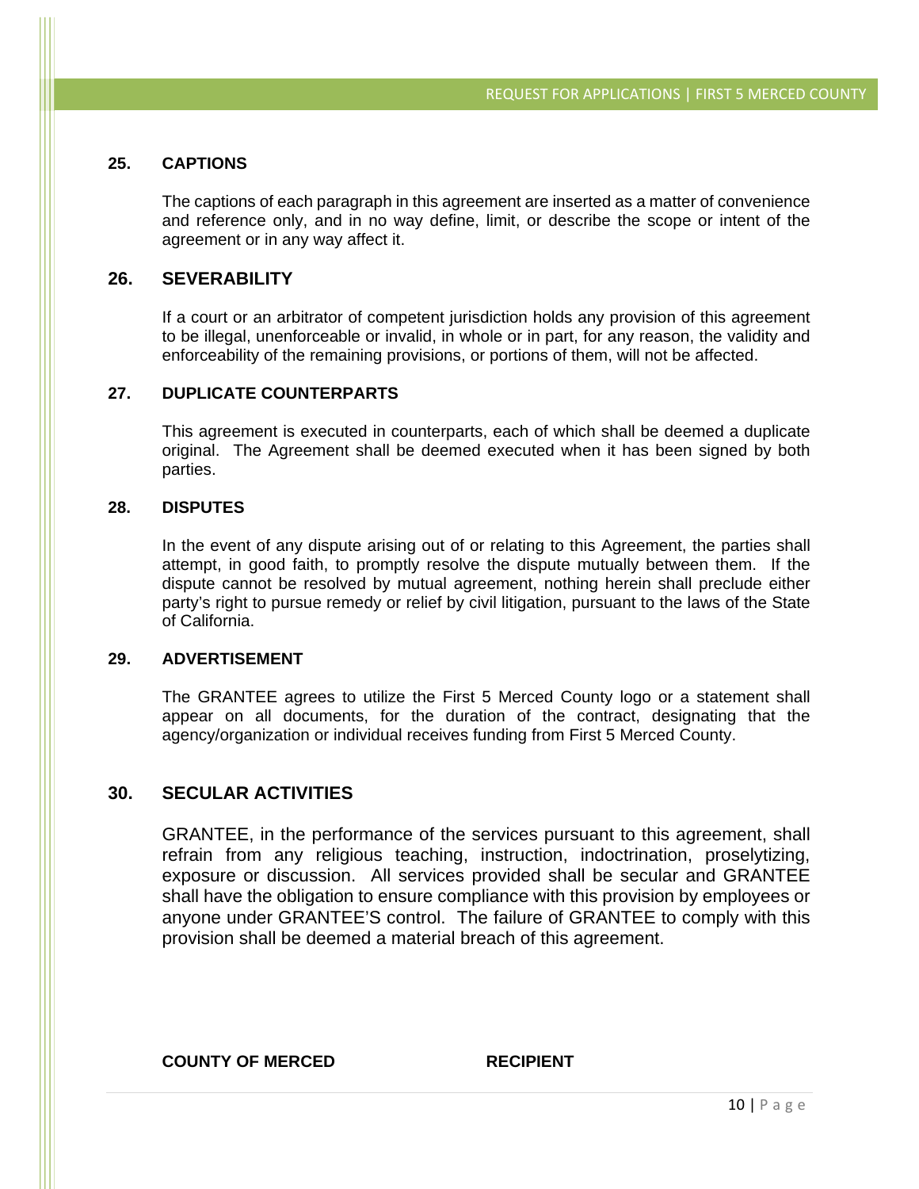## 25. CAPTIONS

The captions of each paragraph in this agreement are inserted as a matter of convenience and reference only, and in no way define, limit, or describe the scope or intent of the agreement or in any way affect it.

## 26. SEVERABILITY

If a court or an arbitrator of competent jurisdiction holds any provision of this agreement to be illegal, unenforceable or invalid, in whole or in part, for any reason, the validity and enforceability of the remaining provisions, or portions of them, will not be affected.

## 27. DUPLICATE COUNTERPARTS

This agreement is executed in counterparts, each of which shall be deemed a duplicate original. The Agreement shall be deemed executed when it has been signed by both parties.

## 28. DISPUTES

In the event of any dispute arising out of or relating to this Agreement, the parties shall attempt, in good faith, to promptly resolve the dispute mutually between them. If the dispute cannot be resolved by mutual agreement, nothing herein shall preclude either party's right to pursue remedy or relief by civil litigation, pursuant to the laws of the State of California.

## 29. ADVERTISEMENT

The GRANTEE agrees to utilize the First 5 Merced County logo or a statement shall appear on all documents, for the duration of the contract, designating that the agency/organization or individual receives funding from First 5 Merced County.

## 30. SECULAR ACTIVITIES

GRANTEE, in the performance of the services pursuant to this agreement, shall refrain from any religious teaching, instruction, indoctrination, proselytizing, exposure or discussion. All services provided shall be secular and GRANTEE shall have the obligation to ensure compliance with this provision by employees or anyone under GRANTEE'S control. The failure of GRANTEE to comply with this provision shall be deemed a material breach of this agreement.

**COUNTY OF MERCED** **RECIPIENT**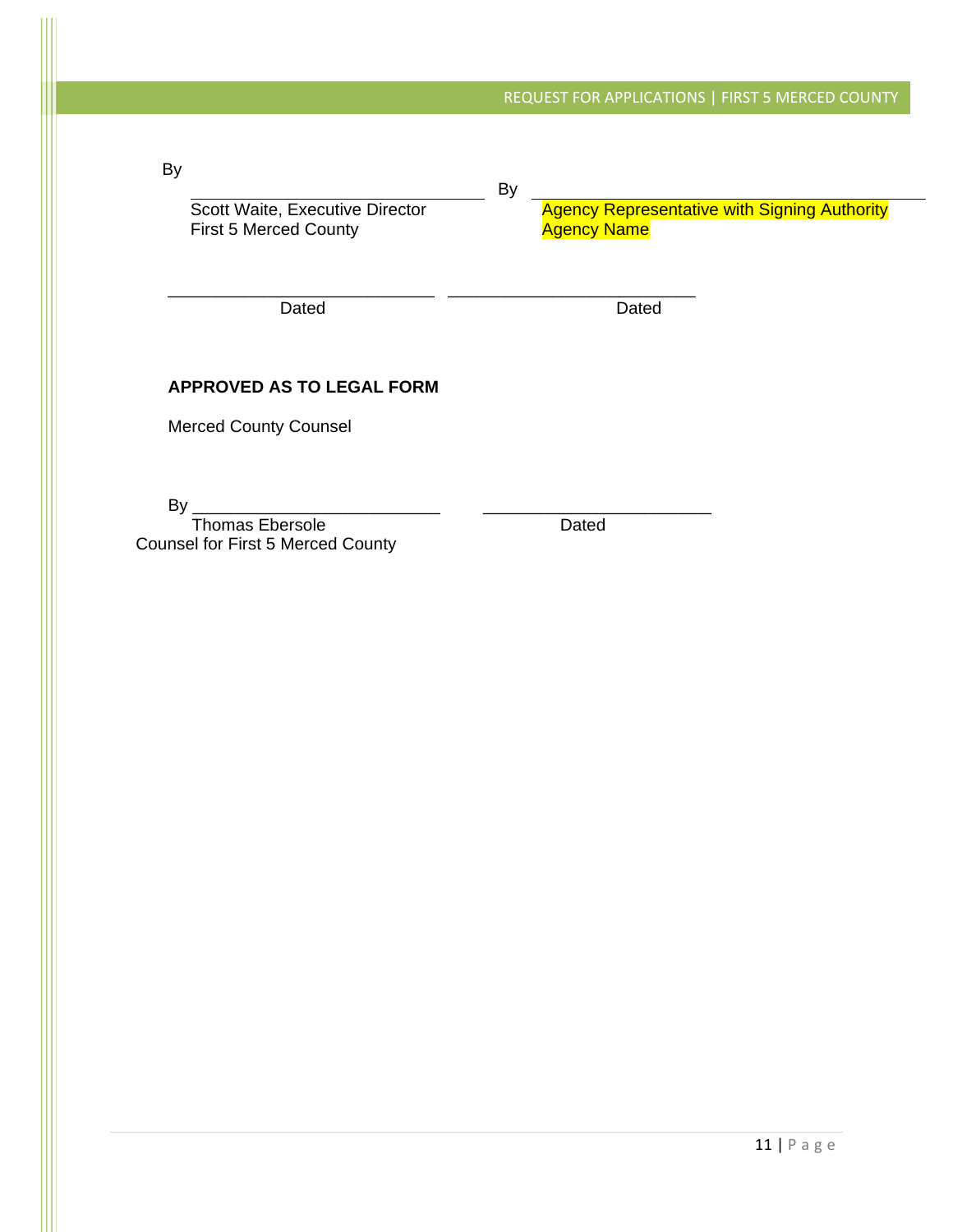By ______________________________
Scott Waite, Executive Director
First 5 Merced County

By ______________________________
Agency Representative with Signing Authority
Agency Name

______________________________
Dated

______________________________
Dated

**APPROVED AS TO LEGAL FORM**

Merced County Counsel

By ______________________________
Thomas Ebersole
Counsel for First 5 Merced County

______________________________
Dated